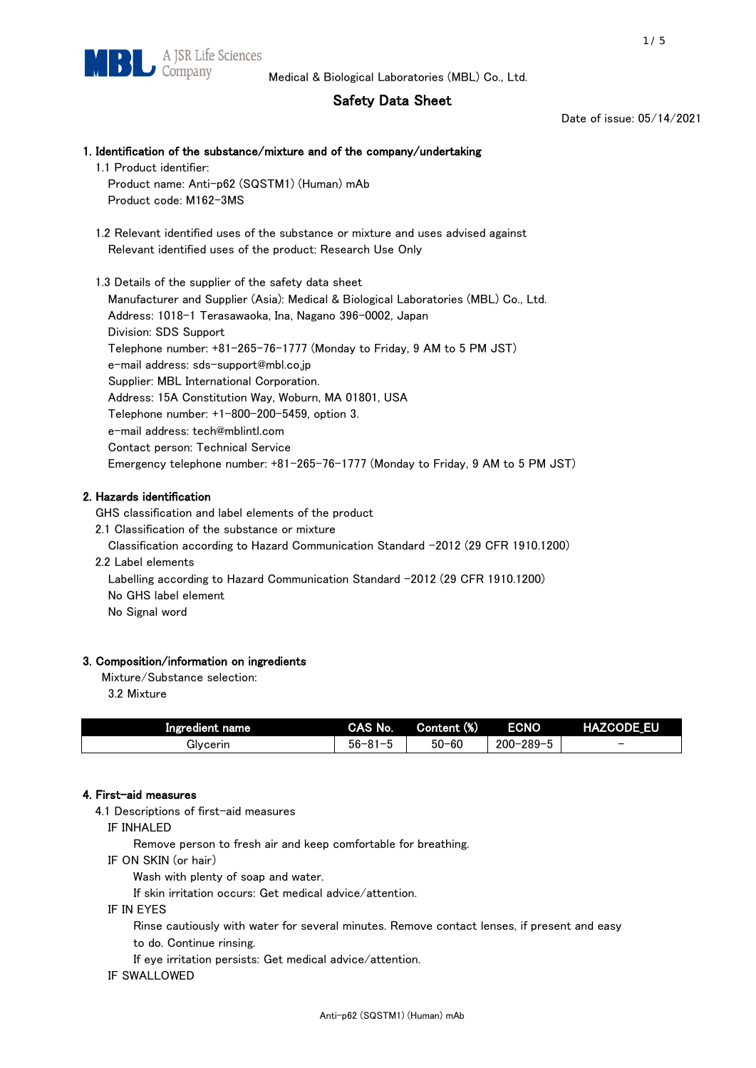Medical & Biological Laboratories (MBL) Co., Ltd.

# Safety Data Sheet

Date of issue: 05/14/2021

## 1. Identification of the substance/mixture and of the company/undertaking

1.1 Product identifier:

Product name: Anti-p62 (SQSTM1) (Human) mAb

Product code: M162-3MS

1.2 Relevant identified uses of the substance or mixture and uses advised against

Relevant identified uses of the product: Research Use Only

1.3 Details of the supplier of the safety data sheet

Manufacturer and Supplier (Asia): Medical & Biological Laboratories (MBL) Co., Ltd.

Address: 1018-1 Terasawaoka, Ina, Nagano 396-0002, Japan

Division: SDS Support

Telephone number: +81-265-76-1777 (Monday to Friday, 9 AM to 5 PM JST)

e-mail address: sds-support@mbl.co.jp

Supplier: MBL International Corporation.

Address: 15A Constitution Way, Woburn, MA 01801, USA

Telephone number: +1-800-200-5459, option 3.

e-mail address: tech@mblintl.com

Contact person: Technical Service

Emergency telephone number: +81-265-76-1777 (Monday to Friday, 9 AM to 5 PM JST)

## 2. Hazards identification

GHS classification and label elements of the product

2.1 Classification of the substance or mixture

Classification according to Hazard Communication Standard -2012 (29 CFR 1910.1200)

2.2 Label elements

Labelling according to Hazard Communication Standard -2012 (29 CFR 1910.1200)

No GHS label element

No Signal word

## 3. Composition/information on ingredients

Mixture/Substance selection:

3.2 Mixture

| Ingredient name | CAS No. | Content (%) | ECNO | HAZCODE_EU |
|---|---|---|---|---|
| Glycerin | 56-81-5 | 50-60 | 200-289-5 | - |

## 4. First-aid measures

4.1 Descriptions of first-aid measures

IF INHALED

Remove person to fresh air and keep comfortable for breathing.

IF ON SKIN (or hair)

Wash with plenty of soap and water.

If skin irritation occurs: Get medical advice/attention.

IF IN EYES

Rinse cautiously with water for several minutes. Remove contact lenses, if present and easy to do. Continue rinsing.

If eye irritation persists: Get medical advice/attention.

IF SWALLOWED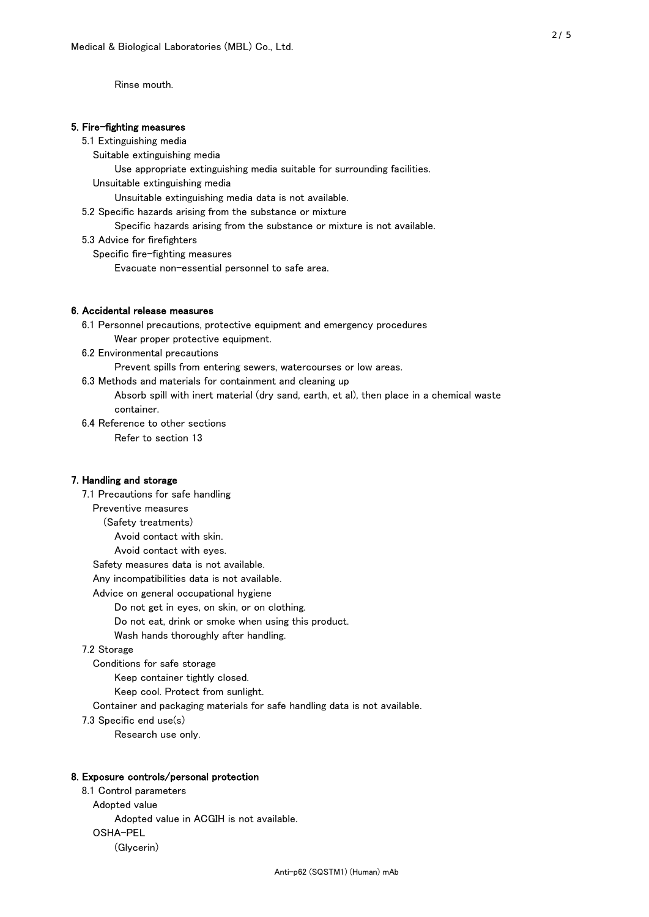Rinse mouth.

## 5. Fire-fighting measures

5.1 Extinguishing media

Suitable extinguishing media

Use appropriate extinguishing media suitable for surrounding facilities.

Unsuitable extinguishing media

Unsuitable extinguishing media data is not available.

5.2 Specific hazards arising from the substance or mixture

Specific hazards arising from the substance or mixture is not available.

5.3 Advice for firefighters

Specific fire-fighting measures

Evacuate non-essential personnel to safe area.

## 6. Accidental release measures

6.1 Personnel precautions, protective equipment and emergency procedures

Wear proper protective equipment.

6.2 Environmental precautions

Prevent spills from entering sewers, watercourses or low areas.

6.3 Methods and materials for containment and cleaning up

Absorb spill with inert material (dry sand, earth, et al), then place in a chemical waste container.

6.4 Reference to other sections

Refer to section 13

## 7. Handling and storage

7.1 Precautions for safe handling

Preventive measures

(Safety treatments)

Avoid contact with skin.

Avoid contact with eyes.

Safety measures data is not available.

Any incompatibilities data is not available.

Advice on general occupational hygiene

Do not get in eyes, on skin, or on clothing.

Do not eat, drink or smoke when using this product.

Wash hands thoroughly after handling.

7.2 Storage

Conditions for safe storage

Keep container tightly closed.

Keep cool. Protect from sunlight.

Container and packaging materials for safe handling data is not available.

7.3 Specific end use(s)

Research use only.

## 8. Exposure controls/personal protection

8.1 Control parameters

Adopted value

Adopted value in ACGIH is not available.

OSHA-PEL

(Glycerin)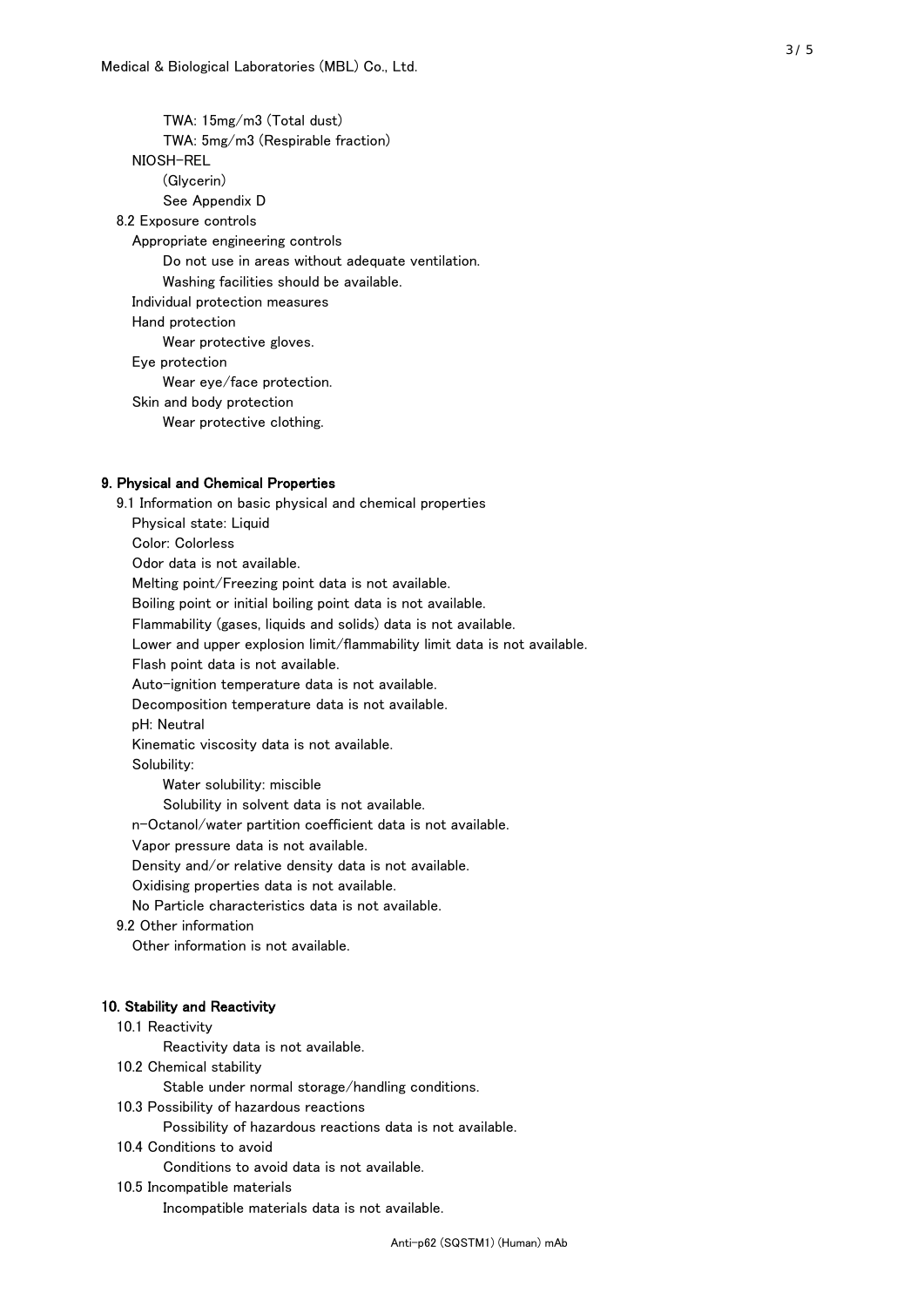TWA: 15mg/m3 (Total dust)

TWA: 5mg/m3 (Respirable fraction)

NIOSH-REL

(Glycerin)

See Appendix D

8.2 Exposure controls

Appropriate engineering controls

Do not use in areas without adequate ventilation.

Washing facilities should be available.

Individual protection measures

Hand protection

Wear protective gloves.

Eye protection

Wear eye/face protection.

Skin and body protection

Wear protective clothing.

## 9. Physical and Chemical Properties

9.1 Information on basic physical and chemical properties

Physical state: Liquid

Color: Colorless

Odor data is not available.

Melting point/Freezing point data is not available.

Boiling point or initial boiling point data is not available.

Flammability (gases, liquids and solids) data is not available.

Lower and upper explosion limit/flammability limit data is not available.

Flash point data is not available.

Auto-ignition temperature data is not available.

Decomposition temperature data is not available.

pH: Neutral

Kinematic viscosity data is not available.

Solubility:

Water solubility: miscible

Solubility in solvent data is not available.

n-Octanol/water partition coefficient data is not available.

Vapor pressure data is not available.

Density and/or relative density data is not available.

Oxidising properties data is not available.

No Particle characteristics data is not available.

9.2 Other information

Other information is not available.

## 10. Stability and Reactivity

10.1 Reactivity

Reactivity data is not available.

10.2 Chemical stability

Stable under normal storage/handling conditions.

10.3 Possibility of hazardous reactions

Possibility of hazardous reactions data is not available.

10.4 Conditions to avoid

Conditions to avoid data is not available.

10.5 Incompatible materials

Incompatible materials data is not available.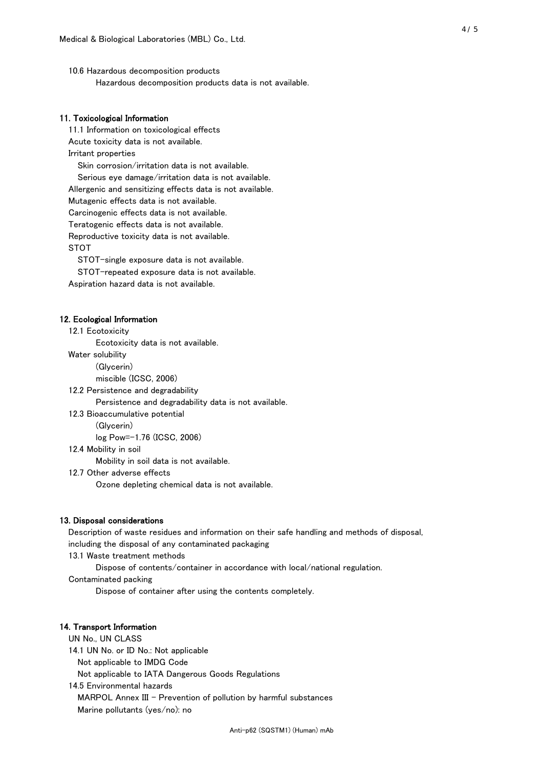10.6 Hazardous decomposition products

Hazardous decomposition products data is not available.

## 11. Toxicological Information

11.1 Information on toxicological effects

Acute toxicity data is not available.

Irritant properties

Skin corrosion/irritation data is not available.

Serious eye damage/irritation data is not available.

Allergenic and sensitizing effects data is not available.

Mutagenic effects data is not available.

Carcinogenic effects data is not available.

Teratogenic effects data is not available.

Reproductive toxicity data is not available.

STOT

STOT-single exposure data is not available.

STOT-repeated exposure data is not available.

Aspiration hazard data is not available.

## 12. Ecological Information

12.1 Ecotoxicity

Ecotoxicity data is not available.

Water solubility

(Glycerin)

miscible (ICSC, 2006)

12.2 Persistence and degradability

Persistence and degradability data is not available.

12.3 Bioaccumulative potential

(Glycerin)

log Pow=-1.76 (ICSC, 2006)

12.4 Mobility in soil

Mobility in soil data is not available.

12.7 Other adverse effects

Ozone depleting chemical data is not available.

## 13. Disposal considerations

Description of waste residues and information on their safe handling and methods of disposal, including the disposal of any contaminated packaging

13.1 Waste treatment methods

Dispose of contents/container in accordance with local/national regulation.

Contaminated packing

Dispose of container after using the contents completely.

## 14. Transport Information

UN No., UN CLASS

14.1 UN No. or ID No.: Not applicable

Not applicable to IMDG Code

Not applicable to IATA Dangerous Goods Regulations

14.5 Environmental hazards

MARPOL Annex III - Prevention of pollution by harmful substances

Marine pollutants (yes/no): no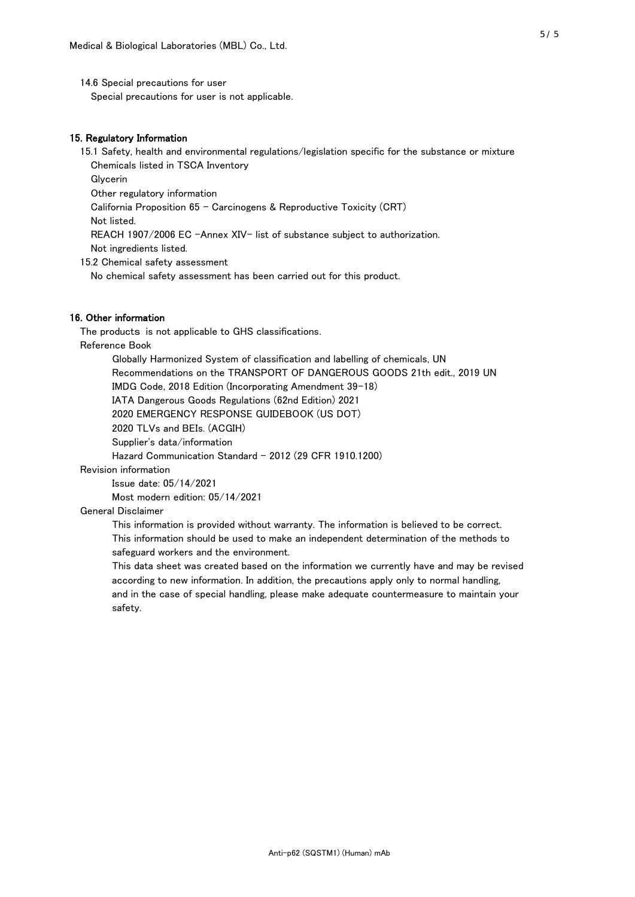14.6 Special precautions for user

Special precautions for user is not applicable.

## 15. Regulatory Information

15.1 Safety, health and environmental regulations/legislation specific for the substance or mixture

Chemicals listed in TSCA Inventory

Glycerin

Other regulatory information

California Proposition 65 - Carcinogens & Reproductive Toxicity (CRT)

Not listed.

REACH 1907/2006 EC -Annex XIV- list of substance subject to authorization.

Not ingredients listed.

15.2 Chemical safety assessment

No chemical safety assessment has been carried out for this product.

## 16. Other information

The products is not applicable to GHS classifications.

Reference Book

Globally Harmonized System of classification and labelling of chemicals, UN
Recommendations on the TRANSPORT OF DANGEROUS GOODS 21th edit., 2019 UN
IMDG Code, 2018 Edition (Incorporating Amendment 39-18)
IATA Dangerous Goods Regulations (62nd Edition) 2021
2020 EMERGENCY RESPONSE GUIDEBOOK (US DOT)
2020 TLVs and BEIs. (ACGIH)
Supplier's data/information
Hazard Communication Standard - 2012 (29 CFR 1910.1200)

Revision information

Issue date: 05/14/2021
Most modern edition: 05/14/2021

General Disclaimer

This information is provided without warranty. The information is believed to be correct. This information should be used to make an independent determination of the methods to safeguard workers and the environment.

This data sheet was created based on the information we currently have and may be revised according to new information. In addition, the precautions apply only to normal handling, and in the case of special handling, please make adequate countermeasure to maintain your safety.